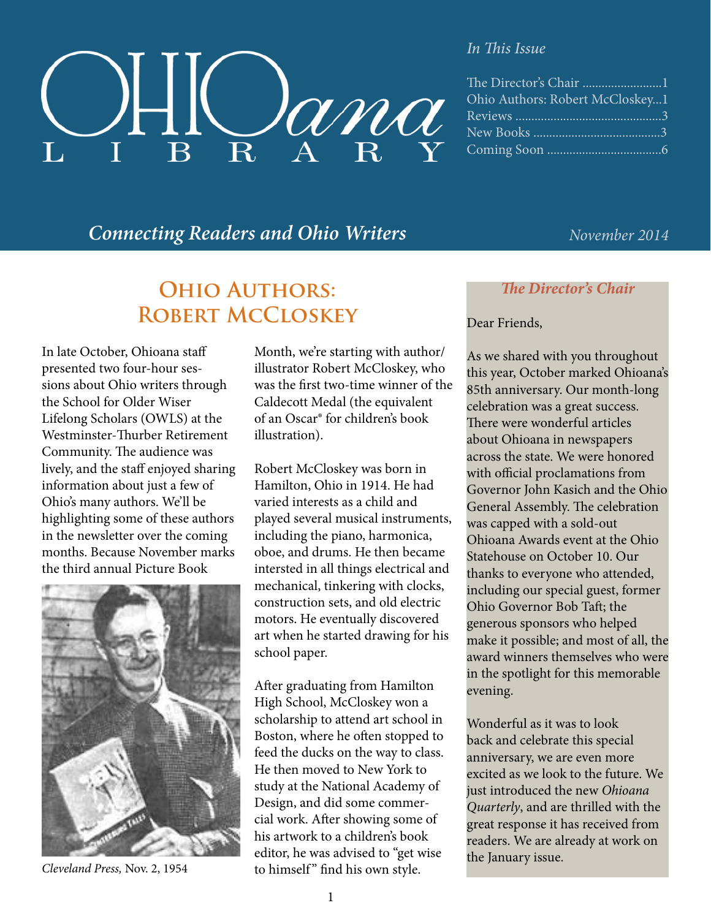# OHIOana LIBRARY

*In This Issue*

The Director's Chair .........................1
Ohio Authors: Robert McCloskey...1
Reviews .............................................3
New Books ........................................3
Coming Soon ....................................6

*Connecting Readers and Ohio Writers*

*November 2014*

## Ohio Authors: Robert McCloskey

In late October, Ohioana staff presented two four-hour sessions about Ohio writers through the School for Older Wiser Lifelong Scholars (OWLS) at the Westminster-Thurber Retirement Community. The audience was lively, and the staff enjoyed sharing information about just a few of Ohio's many authors. We'll be highlighting some of these authors in the newsletter over the coming months. Because November marks the third annual Picture Book Month, we're starting with author/illustrator Robert McCloskey, who was the first two-time winner of the Caldecott Medal (the equivalent of an Oscar® for children's book illustration).

*Cleveland Press,* Nov. 2, 1954

Robert McCloskey was born in Hamilton, Ohio in 1914. He had varied interests as a child and played several musical instruments, including the piano, harmonica, oboe, and drums. He then became intersted in all things electrical and mechanical, tinkering with clocks, construction sets, and old electric motors. He eventually discovered art when he started drawing for his school paper.

After graduating from Hamilton High School, McCloskey won a scholarship to attend art school in Boston, where he often stopped to feed the ducks on the way to class. He then moved to New York to study at the National Academy of Design, and did some commercial work. After showing some of his artwork to a children's book editor, he was advised to "get wise to himself" find his own style.

### *The Director's Chair*

Dear Friends,

As we shared with you throughout this year, October marked Ohioana's 85th anniversary. Our month-long celebration was a great success. There were wonderful articles about Ohioana in newspapers across the state. We were honored with official proclamations from Governor John Kasich and the Ohio General Assembly. The celebration was capped with a sold-out Ohioana Awards event at the Ohio Statehouse on October 10. Our thanks to everyone who attended, including our special guest, former Ohio Governor Bob Taft; the generous sponsors who helped make it possible; and most of all, the award winners themselves who were in the spotlight for this memorable evening.

Wonderful as it was to look back and celebrate this special anniversary, we are even more excited as we look to the future. We just introduced the new *Ohioana Quarterly*, and are thrilled with the great response it has received from readers. We are already at work on the January issue.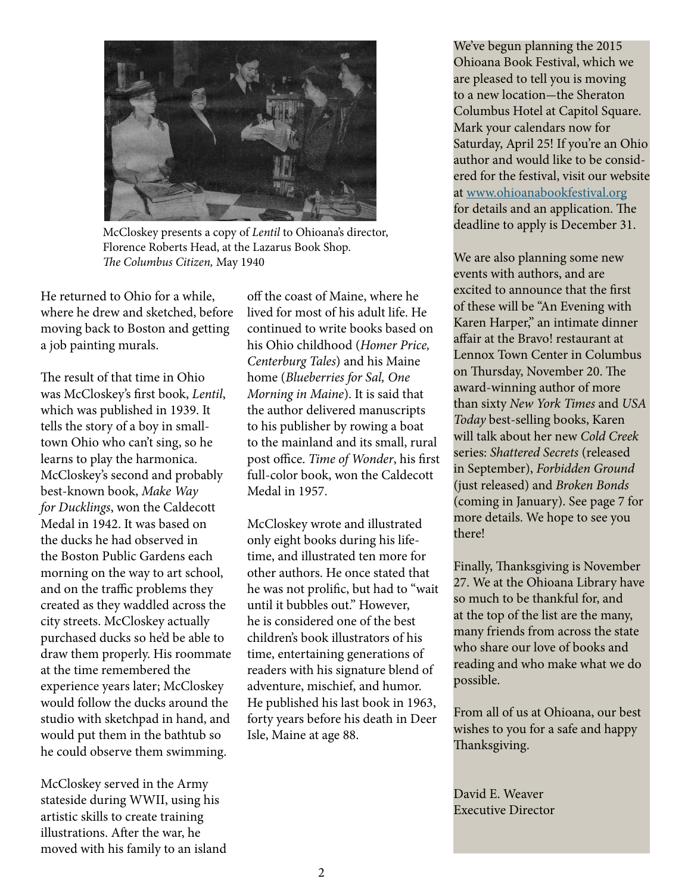McCloskey presents a copy of *Lentil* to Ohioana's director, Florence Roberts Head, at the Lazarus Book Shop. *The Columbus Citizen,* May 1940

He returned to Ohio for a while, where he drew and sketched, before moving back to Boston and getting a job painting murals.

The result of that time in Ohio was McCloskey's first book, *Lentil*, which was published in 1939. It tells the story of a boy in small-town Ohio who can't sing, so he learns to play the harmonica. McCloskey's second and probably best-known book, *Make Way for Ducklings*, won the Caldecott Medal in 1942. It was based on the ducks he had observed in the Boston Public Gardens each morning on the way to art school, and on the traffic problems they created as they waddled across the city streets. McCloskey actually purchased ducks so he'd be able to draw them properly. His roommate at the time remembered the experience years later; McCloskey would follow the ducks around the studio with sketchpad in hand, and would put them in the bathtub so he could observe them swimming.

McCloskey served in the Army stateside during WWII, using his artistic skills to create training illustrations. After the war, he moved with his family to an island off the coast of Maine, where he lived for most of his adult life. He continued to write books based on his Ohio childhood (*Homer Price, Centerburg Tales*) and his Maine home (*Blueberries for Sal, One Morning in Maine*). It is said that the author delivered manuscripts to his publisher by rowing a boat to the mainland and its small, rural post office. *Time of Wonder*, his first full-color book, won the Caldecott Medal in 1957.

McCloskey wrote and illustrated only eight books during his lifetime, and illustrated ten more for other authors. He once stated that he was not prolific, but had to "wait until it bubbles out." However, he is considered one of the best children's book illustrators of his time, entertaining generations of readers with his signature blend of adventure, mischief, and humor. He published his last book in 1963, forty years before his death in Deer Isle, Maine at age 88.

We've begun planning the 2015 Ohioana Book Festival, which we are pleased to tell you is moving to a new location—the Sheraton Columbus Hotel at Capitol Square. Mark your calendars now for Saturday, April 25! If you're an Ohio author and would like to be considered for the festival, visit our website at www.ohioanabookfestival.org for details and an application. The deadline to apply is December 31.

We are also planning some new events with authors, and are excited to announce that the first of these will be "An Evening with Karen Harper," an intimate dinner affair at the Bravo! restaurant at Lennox Town Center in Columbus on Thursday, November 20. The award-winning author of more than sixty *New York Times* and *USA Today* best-selling books, Karen will talk about her new *Cold Creek* series: *Shattered Secrets* (released in September), *Forbidden Ground* (just released) and *Broken Bonds* (coming in January). See page 7 for more details. We hope to see you there!

Finally, Thanksgiving is November 27. We at the Ohioana Library have so much to be thankful for, and at the top of the list are the many, many friends from across the state who share our love of books and reading and who make what we do possible.

From all of us at Ohioana, our best wishes to you for a safe and happy Thanksgiving.

David E. Weaver
Executive Director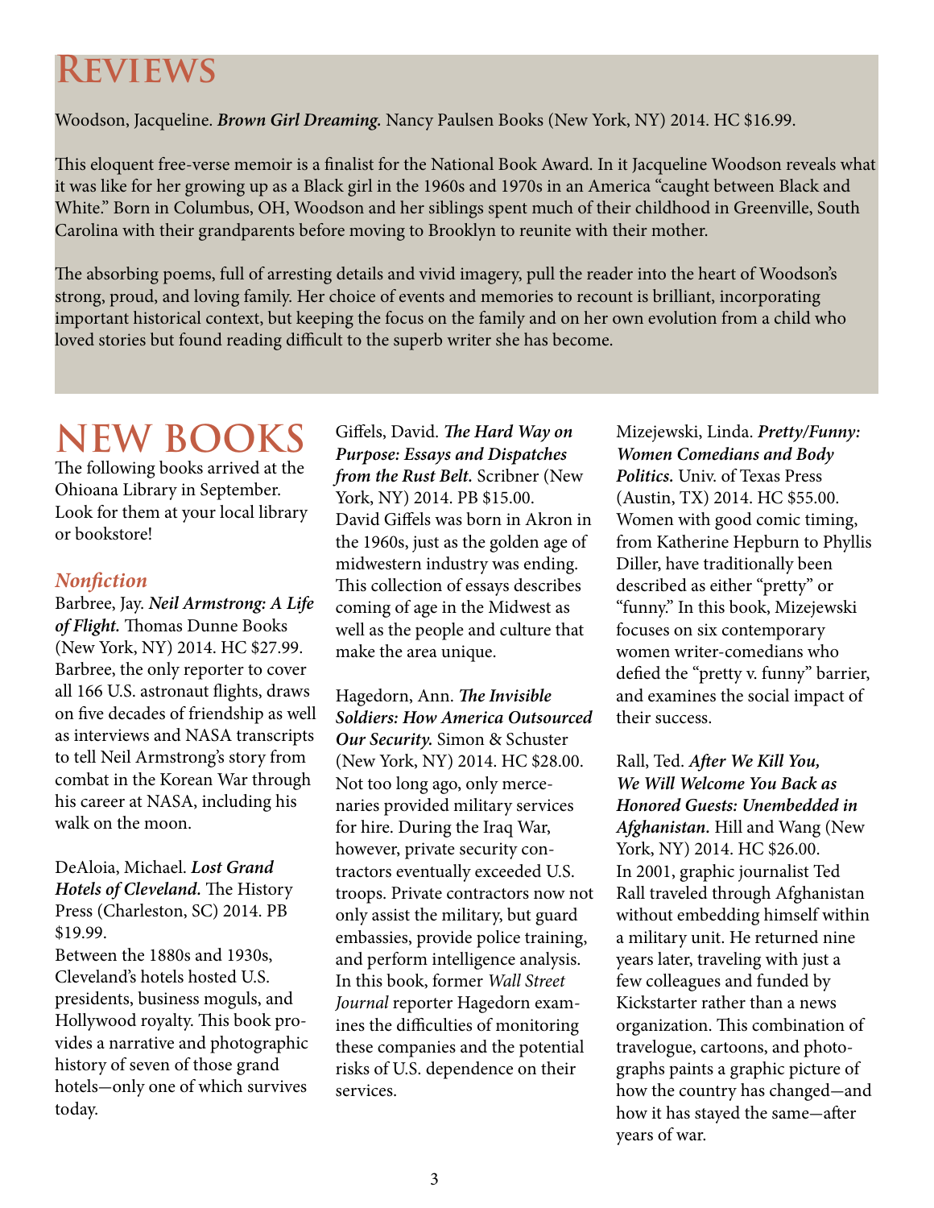# Reviews

Woodson, Jacqueline. ***Brown Girl Dreaming.*** Nancy Paulsen Books (New York, NY) 2014. HC $16.99.

This eloquent free-verse memoir is a finalist for the National Book Award. In it Jacqueline Woodson reveals what it was like for her growing up as a Black girl in the 1960s and 1970s in an America "caught between Black and White." Born in Columbus, OH, Woodson and her siblings spent much of their childhood in Greenville, South Carolina with their grandparents before moving to Brooklyn to reunite with their mother.

The absorbing poems, full of arresting details and vivid imagery, pull the reader into the heart of Woodson's strong, proud, and loving family. Her choice of events and memories to recount is brilliant, incorporating important historical context, but keeping the focus on the family and on her own evolution from a child who loved stories but found reading difficult to the superb writer she has become.

# NEW BOOKS

The following books arrived at the Ohioana Library in September. Look for them at your local library or bookstore!

## *Nonfiction*

Barbree, Jay. ***Neil Armstrong: A Life of Flight.*** Thomas Dunne Books (New York, NY) 2014. HC $27.99.
Barbree, the only reporter to cover all 166 U.S. astronaut flights, draws on five decades of friendship as well as interviews and NASA transcripts to tell Neil Armstrong's story from combat in the Korean War through his career at NASA, including his walk on the moon.

DeAloia, Michael. ***Lost Grand Hotels of Cleveland.*** The History Press (Charleston, SC) 2014. PB $19.99.
Between the 1880s and 1930s, Cleveland's hotels hosted U.S. presidents, business moguls, and Hollywood royalty. This book provides a narrative and photographic history of seven of those grand hotels—only one of which survives today.

Giffels, David. ***The Hard Way on Purpose: Essays and Dispatches from the Rust Belt.*** Scribner (New York, NY) 2014. PB $15.00.
David Giffels was born in Akron in the 1960s, just as the golden age of midwestern industry was ending. This collection of essays describes coming of age in the Midwest as well as the people and culture that make the area unique.

Hagedorn, Ann. ***The Invisible Soldiers: How America Outsourced Our Security.*** Simon & Schuster (New York, NY) 2014. HC $28.00.
Not too long ago, only mercenaries provided military services for hire. During the Iraq War, however, private security contractors eventually exceeded U.S. troops. Private contractors now not only assist the military, but guard embassies, provide police training, and perform intelligence analysis. In this book, former *Wall Street Journal* reporter Hagedorn examines the difficulties of monitoring these companies and the potential risks of U.S. dependence on their services.

Mizejewski, Linda. ***Pretty/Funny: Women Comedians and Body Politics.*** Univ. of Texas Press (Austin, TX) 2014. HC $55.00.
Women with good comic timing, from Katherine Hepburn to Phyllis Diller, have traditionally been described as either "pretty" or "funny." In this book, Mizejewski focuses on six contemporary women writer-comedians who defied the "pretty v. funny" barrier, and examines the social impact of their success.

Rall, Ted. ***After We Kill You, We Will Welcome You Back as Honored Guests: Unembedded in Afghanistan.*** Hill and Wang (New York, NY) 2014. HC $26.00.
In 2001, graphic journalist Ted Rall traveled through Afghanistan without embedding himself within a military unit. He returned nine years later, traveling with just a few colleagues and funded by Kickstarter rather than a news organization. This combination of travelogue, cartoons, and photographs paints a graphic picture of how the country has changed—and how it has stayed the same—after years of war.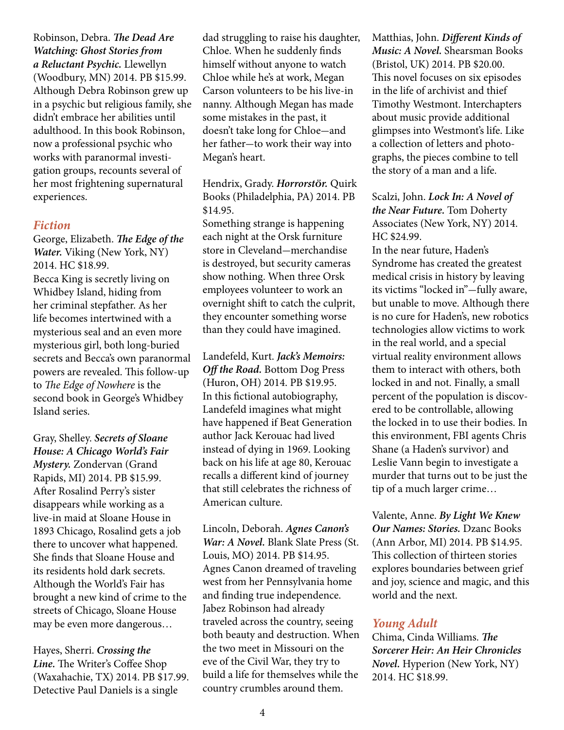Robinson, Debra. ***The Dead Are Watching: Ghost Stories from a Reluctant Psychic.*** Llewellyn (Woodbury, MN) 2014. PB $15.99.
Although Debra Robinson grew up in a psychic but religious family, she didn't embrace her abilities until adulthood. In this book Robinson, now a professional psychic who works with paranormal investigation groups, recounts several of her most frightening supernatural experiences.

## *Fiction*

George, Elizabeth. ***The Edge of the Water.*** Viking (New York, NY) 2014. HC $18.99.
Becca King is secretly living on Whidbey Island, hiding from her criminal stepfather. As her life becomes intertwined with a mysterious seal and an even more mysterious girl, both long-buried secrets and Becca's own paranormal powers are revealed. This follow-up to *The Edge of Nowhere* is the second book in George's Whidbey Island series.

Gray, Shelley. ***Secrets of Sloane House: A Chicago World's Fair Mystery.*** Zondervan (Grand Rapids, MI) 2014. PB $15.99.
After Rosalind Perry's sister disappears while working as a live-in maid at Sloane House in 1893 Chicago, Rosalind gets a job there to uncover what happened. She finds that Sloane House and its residents hold dark secrets. Although the World's Fair has brought a new kind of crime to the streets of Chicago, Sloane House may be even more dangerous…

Hayes, Sherri. ***Crossing the Line.*** The Writer's Coffee Shop (Waxahachie, TX) 2014. PB $17.99.
Detective Paul Daniels is a single dad struggling to raise his daughter, Chloe. When he suddenly finds himself without anyone to watch Chloe while he's at work, Megan Carson volunteers to be his live-in nanny. Although Megan has made some mistakes in the past, it doesn't take long for Chloe—and her father—to work their way into Megan's heart.

Hendrix, Grady. ***Horrorstör.*** Quirk Books (Philadelphia, PA) 2014. PB $14.95.
Something strange is happening each night at the Orsk furniture store in Cleveland—merchandise is destroyed, but security cameras show nothing. When three Orsk employees volunteer to work an overnight shift to catch the culprit, they encounter something worse than they could have imagined.

Landefeld, Kurt. ***Jack's Memoirs: Off the Road.*** Bottom Dog Press (Huron, OH) 2014. PB $19.95.
In this fictional autobiography, Landefeld imagines what might have happened if Beat Generation author Jack Kerouac had lived instead of dying in 1969. Looking back on his life at age 80, Kerouac recalls a different kind of journey that still celebrates the richness of American culture.

Lincoln, Deborah. ***Agnes Canon's War: A Novel.*** Blank Slate Press (St. Louis, MO) 2014. PB $14.95.
Agnes Canon dreamed of traveling west from her Pennsylvania home and finding true independence. Jabez Robinson had already traveled across the country, seeing both beauty and destruction. When the two meet in Missouri on the eve of the Civil War, they try to build a life for themselves while the country crumbles around them.

Matthias, John. ***Different Kinds of Music: A Novel.*** Shearsman Books (Bristol, UK) 2014. PB $20.00.
This novel focuses on six episodes in the life of archivist and thief Timothy Westmont. Interchapters about music provide additional glimpses into Westmont's life. Like a collection of letters and photographs, the pieces combine to tell the story of a man and a life.

Scalzi, John. ***Lock In: A Novel of the Near Future.*** Tom Doherty Associates (New York, NY) 2014. HC $24.99.
In the near future, Haden's Syndrome has created the greatest medical crisis in history by leaving its victims "locked in"—fully aware, but unable to move. Although there is no cure for Haden's, new robotics technologies allow victims to work in the real world, and a special virtual reality environment allows them to interact with others, both locked in and not. Finally, a small percent of the population is discovered to be controllable, allowing the locked in to use their bodies. In this environment, FBI agents Chris Shane (a Haden's survivor) and Leslie Vann begin to investigate a murder that turns out to be just the tip of a much larger crime…

Valente, Anne. ***By Light We Knew Our Names: Stories.*** Dzanc Books (Ann Arbor, MI) 2014. PB $14.95.
This collection of thirteen stories explores boundaries between grief and joy, science and magic, and this world and the next.

## *Young Adult*

Chima, Cinda Williams. ***The Sorcerer Heir: An Heir Chronicles Novel.*** Hyperion (New York, NY) 2014. HC $18.99.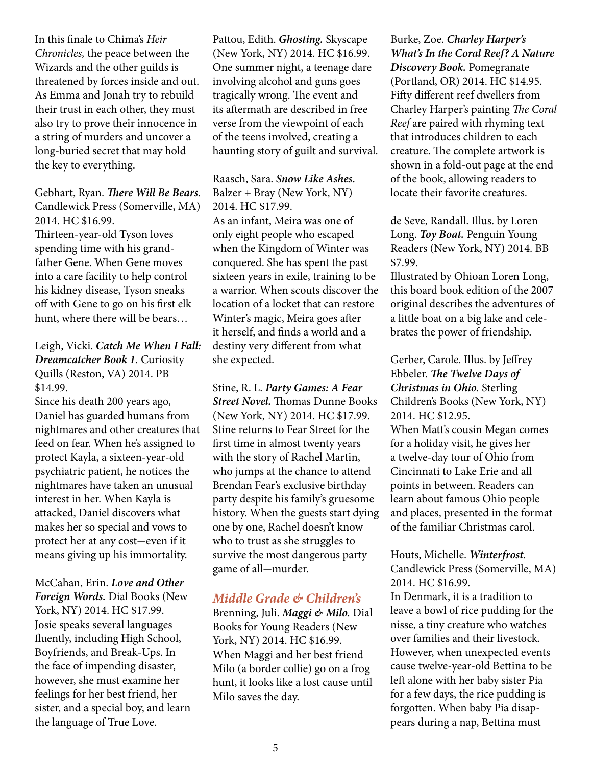In this finale to Chima's *Heir Chronicles,* the peace between the Wizards and the other guilds is threatened by forces inside and out. As Emma and Jonah try to rebuild their trust in each other, they must also try to prove their innocence in a string of murders and uncover a long-buried secret that may hold the key to everything.

Gebhart, Ryan. ***There Will Be Bears.*** Candlewick Press (Somerville, MA) 2014. HC $16.99.
Thirteen-year-old Tyson loves spending time with his grandfather Gene. When Gene moves into a care facility to help control his kidney disease, Tyson sneaks off with Gene to go on his first elk hunt, where there will be bears…

Leigh, Vicki. ***Catch Me When I Fall: Dreamcatcher Book 1.*** Curiosity Quills (Reston, VA) 2014. PB $14.99.
Since his death 200 years ago, Daniel has guarded humans from nightmares and other creatures that feed on fear. When he's assigned to protect Kayla, a sixteen-year-old psychiatric patient, he notices the nightmares have taken an unusual interest in her. When Kayla is attacked, Daniel discovers what makes her so special and vows to protect her at any cost—even if it means giving up his immortality.

McCahan, Erin. ***Love and Other Foreign Words.*** Dial Books (New York, NY) 2014. HC $17.99.
Josie speaks several languages fluently, including High School, Boyfriends, and Break-Ups. In the face of impending disaster, however, she must examine her feelings for her best friend, her sister, and a special boy, and learn the language of True Love.

Pattou, Edith. ***Ghosting.*** Skyscape (New York, NY) 2014. HC $16.99.
One summer night, a teenage dare involving alcohol and guns goes tragically wrong. The event and its aftermath are described in free verse from the viewpoint of each of the teens involved, creating a haunting story of guilt and survival.

Raasch, Sara. ***Snow Like Ashes.*** Balzer + Bray (New York, NY) 2014. HC $17.99.
As an infant, Meira was one of only eight people who escaped when the Kingdom of Winter was conquered. She has spent the past sixteen years in exile, training to be a warrior. When scouts discover the location of a locket that can restore Winter's magic, Meira goes after it herself, and finds a world and a destiny very different from what she expected.

Stine, R. L. ***Party Games: A Fear Street Novel.*** Thomas Dunne Books (New York, NY) 2014. HC $17.99.
Stine returns to Fear Street for the first time in almost twenty years with the story of Rachel Martin, who jumps at the chance to attend Brendan Fear's exclusive birthday party despite his family's gruesome history. When the guests start dying one by one, Rachel doesn't know who to trust as she struggles to survive the most dangerous party game of all—murder.

## *Middle Grade & Children's*

Brenning, Juli. ***Maggi & Milo.*** Dial Books for Young Readers (New York, NY) 2014. HC $16.99.
When Maggi and her best friend Milo (a border collie) go on a frog hunt, it looks like a lost cause until Milo saves the day.

Burke, Zoe. ***Charley Harper's What's In the Coral Reef? A Nature Discovery Book.*** Pomegranate (Portland, OR) 2014. HC $14.95.
Fifty different reef dwellers from Charley Harper's painting *The Coral Reef* are paired with rhyming text that introduces children to each creature. The complete artwork is shown in a fold-out page at the end of the book, allowing readers to locate their favorite creatures.

de Seve, Randall. Illus. by Loren Long. ***Toy Boat.*** Penguin Young Readers (New York, NY) 2014. BB $7.99.
Illustrated by Ohioan Loren Long, this board book edition of the 2007 original describes the adventures of a little boat on a big lake and celebrates the power of friendship.

Gerber, Carole. Illus. by Jeffrey Ebbeler. ***The Twelve Days of Christmas in Ohio.*** Sterling Children's Books (New York, NY) 2014. HC $12.95.
When Matt's cousin Megan comes for a holiday visit, he gives her a twelve-day tour of Ohio from Cincinnati to Lake Erie and all points in between. Readers can learn about famous Ohio people and places, presented in the format of the familiar Christmas carol.

Houts, Michelle. ***Winterfrost.*** Candlewick Press (Somerville, MA) 2014. HC $16.99.
In Denmark, it is a tradition to leave a bowl of rice pudding for the nisse, a tiny creature who watches over families and their livestock. However, when unexpected events cause twelve-year-old Bettina to be left alone with her baby sister Pia for a few days, the rice pudding is forgotten. When baby Pia disappears during a nap, Bettina must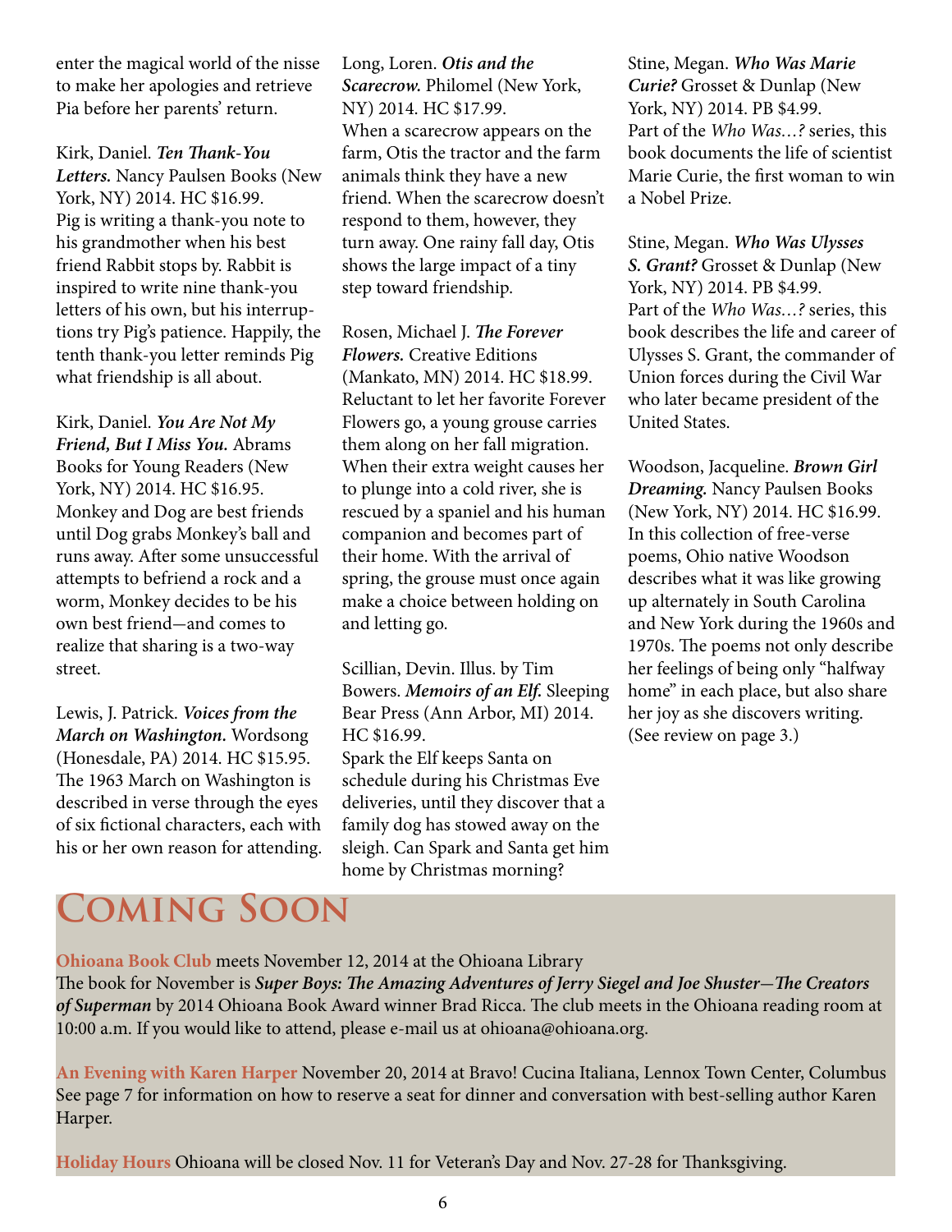enter the magical world of the nisse to make her apologies and retrieve Pia before her parents' return.

Kirk, Daniel. ***Ten Thank-You Letters.*** Nancy Paulsen Books (New York, NY) 2014. HC $16.99.
Pig is writing a thank-you note to his grandmother when his best friend Rabbit stops by. Rabbit is inspired to write nine thank-you letters of his own, but his interruptions try Pig's patience. Happily, the tenth thank-you letter reminds Pig what friendship is all about.

Kirk, Daniel. ***You Are Not My Friend, But I Miss You.*** Abrams Books for Young Readers (New York, NY) 2014. HC $16.95.
Monkey and Dog are best friends until Dog grabs Monkey's ball and runs away. After some unsuccessful attempts to befriend a rock and a worm, Monkey decides to be his own best friend—and comes to realize that sharing is a two-way street.

Lewis, J. Patrick. ***Voices from the March on Washington.*** Wordsong (Honesdale, PA) 2014. HC $15.95.
The 1963 March on Washington is described in verse through the eyes of six fictional characters, each with his or her own reason for attending.

Long, Loren. ***Otis and the Scarecrow.*** Philomel (New York, NY) 2014. HC $17.99.
When a scarecrow appears on the farm, Otis the tractor and the farm animals think they have a new friend. When the scarecrow doesn't respond to them, however, they turn away. One rainy fall day, Otis shows the large impact of a tiny step toward friendship.

Rosen, Michael J. ***The Forever Flowers.*** Creative Editions (Mankato, MN) 2014. HC $18.99.
Reluctant to let her favorite Forever Flowers go, a young grouse carries them along on her fall migration. When their extra weight causes her to plunge into a cold river, she is rescued by a spaniel and his human companion and becomes part of their home. With the arrival of spring, the grouse must once again make a choice between holding on and letting go.

Scillian, Devin. Illus. by Tim Bowers. ***Memoirs of an Elf.*** Sleeping Bear Press (Ann Arbor, MI) 2014. HC $16.99.
Spark the Elf keeps Santa on schedule during his Christmas Eve deliveries, until they discover that a family dog has stowed away on the sleigh. Can Spark and Santa get him home by Christmas morning?

Stine, Megan. ***Who Was Marie Curie?*** Grosset & Dunlap (New York, NY) 2014. PB $4.99.
Part of the *Who Was…?* series, this book documents the life of scientist Marie Curie, the first woman to win a Nobel Prize.

Stine, Megan. ***Who Was Ulysses S. Grant?*** Grosset & Dunlap (New York, NY) 2014. PB $4.99.
Part of the *Who Was…?* series, this book describes the life and career of Ulysses S. Grant, the commander of Union forces during the Civil War who later became president of the United States.

Woodson, Jacqueline. ***Brown Girl Dreaming.*** Nancy Paulsen Books (New York, NY) 2014. HC $16.99.
In this collection of free-verse poems, Ohio native Woodson describes what it was like growing up alternately in South Carolina and New York during the 1960s and 1970s. The poems not only describe her feelings of being only "halfway home" in each place, but also share her joy as she discovers writing. (See review on page 3.)

# Coming Soon

**Ohioana Book Club** meets November 12, 2014 at the Ohioana Library
The book for November is ***Super Boys: The Amazing Adventures of Jerry Siegel and Joe Shuster—The Creators of Superman*** by 2014 Ohioana Book Award winner Brad Ricca. The club meets in the Ohioana reading room at 10:00 a.m. If you would like to attend, please e-mail us at ohioana@ohioana.org.

**An Evening with Karen Harper** November 20, 2014 at Bravo! Cucina Italiana, Lennox Town Center, Columbus
See page 7 for information on how to reserve a seat for dinner and conversation with best-selling author Karen Harper.

**Holiday Hours** Ohioana will be closed Nov. 11 for Veteran's Day and Nov. 27-28 for Thanksgiving.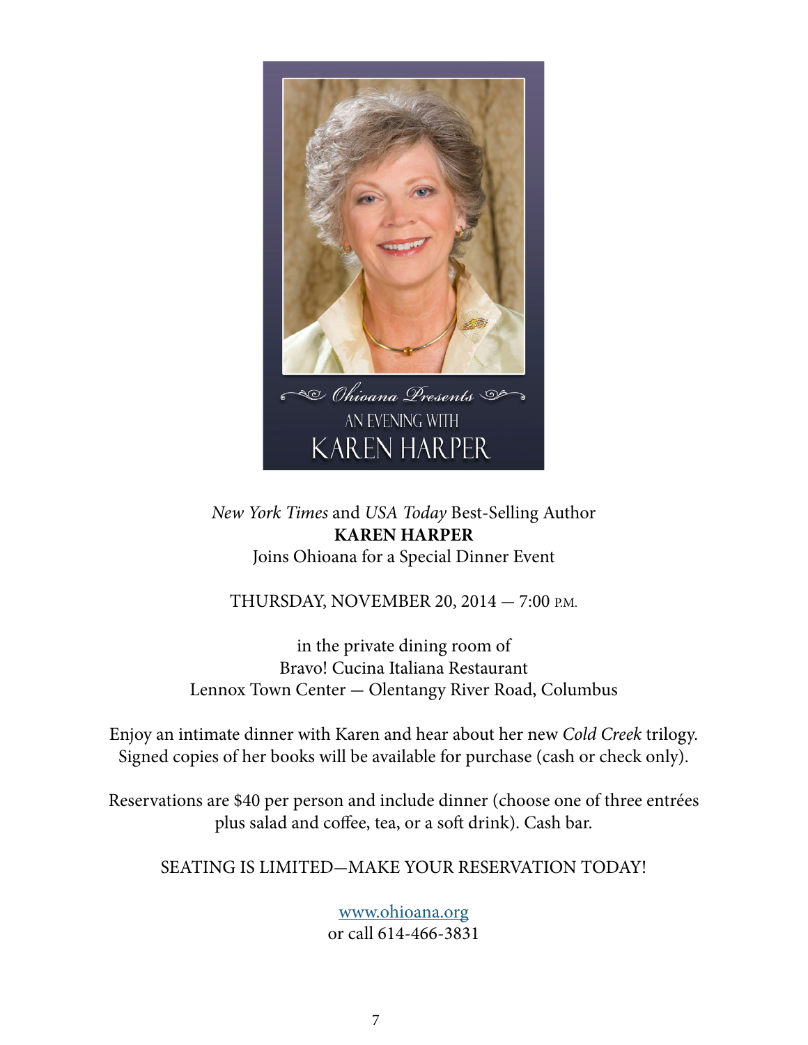Ohioana Presents

AN EVENING WITH

KAREN HARPER

*New York Times* and *USA Today* Best-Selling Author

**KAREN HARPER**

Joins Ohioana for a Special Dinner Event

THURSDAY, NOVEMBER 20, 2014 — 7:00 P.M.

in the private dining room of
Bravo! Cucina Italiana Restaurant
Lennox Town Center — Olentangy River Road, Columbus

Enjoy an intimate dinner with Karen and hear about her new *Cold Creek* trilogy. Signed copies of her books will be available for purchase (cash or check only).

Reservations are $40 per person and include dinner (choose one of three entrées plus salad and coffee, tea, or a soft drink). Cash bar.

SEATING IS LIMITED—MAKE YOUR RESERVATION TODAY!

www.ohioana.org
or call 614-466-3831